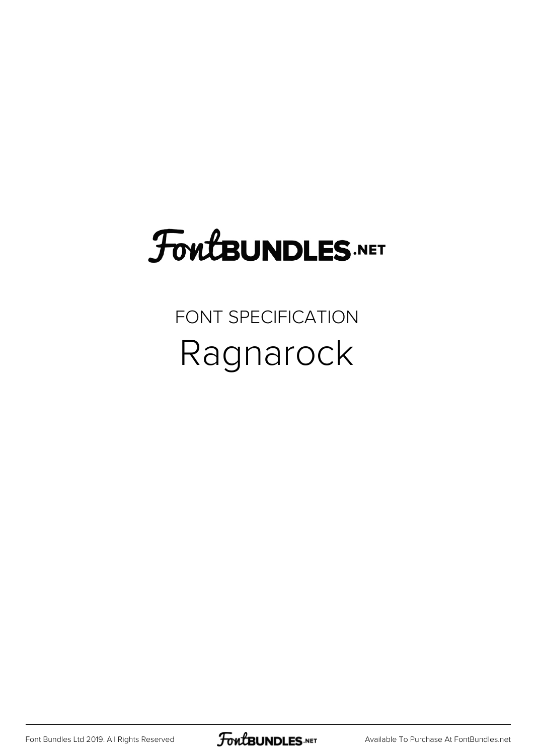# FontBUNDLES.NET

FONT SPECIFICATION

## Ragnarock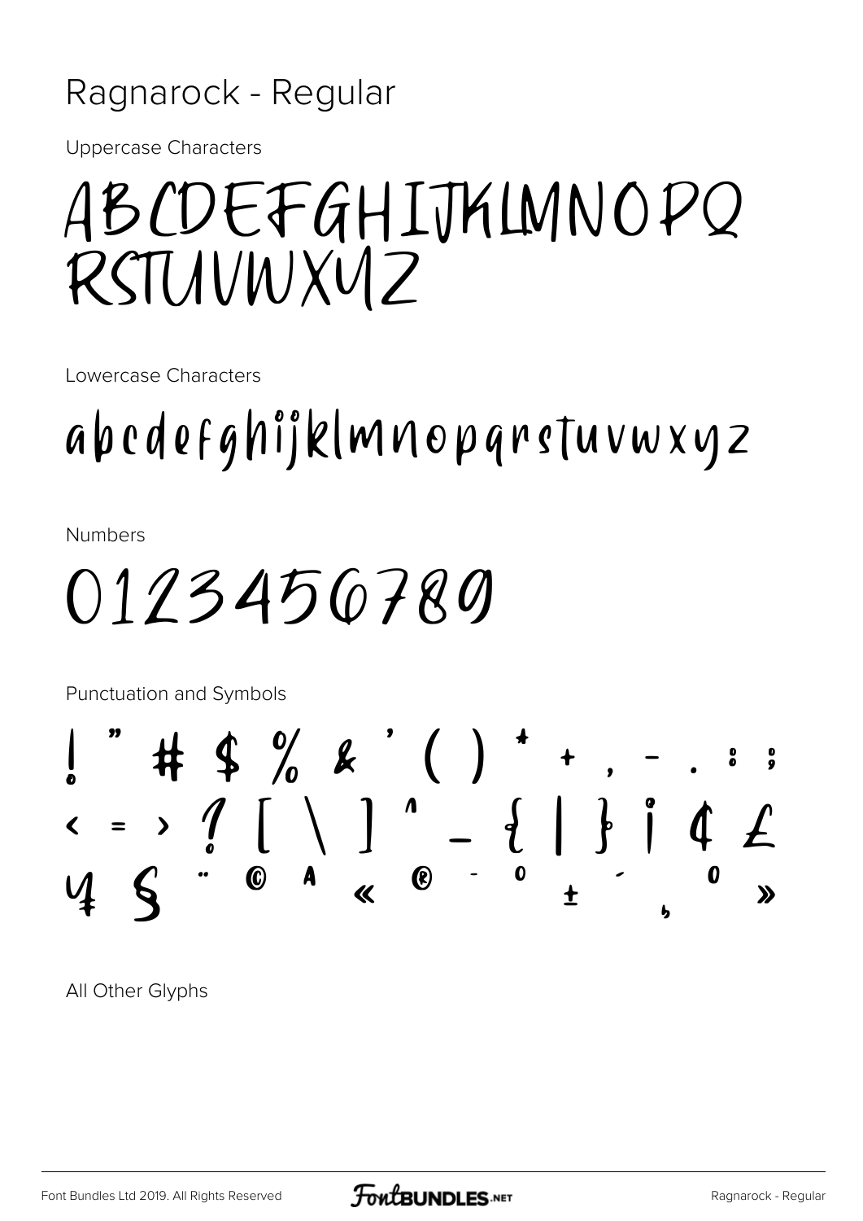# Ragnarock - Regular

Uppercase Characters

ABCDEFGHIJKLMNOPQ
RSTUVWXYZ

Lowercase Characters

abcdefghijklmnopqrstuvwxyz

Numbers

0123456789

Punctuation and Symbols

! " # $ % & ' ( ) * + , - . : ;
< = > ? [ \ ] ^ _ { | } ¡ ¢ £
¥ § ¨ © ª « ® ¯ ° ± ´ ¸ º »

All Other Glyphs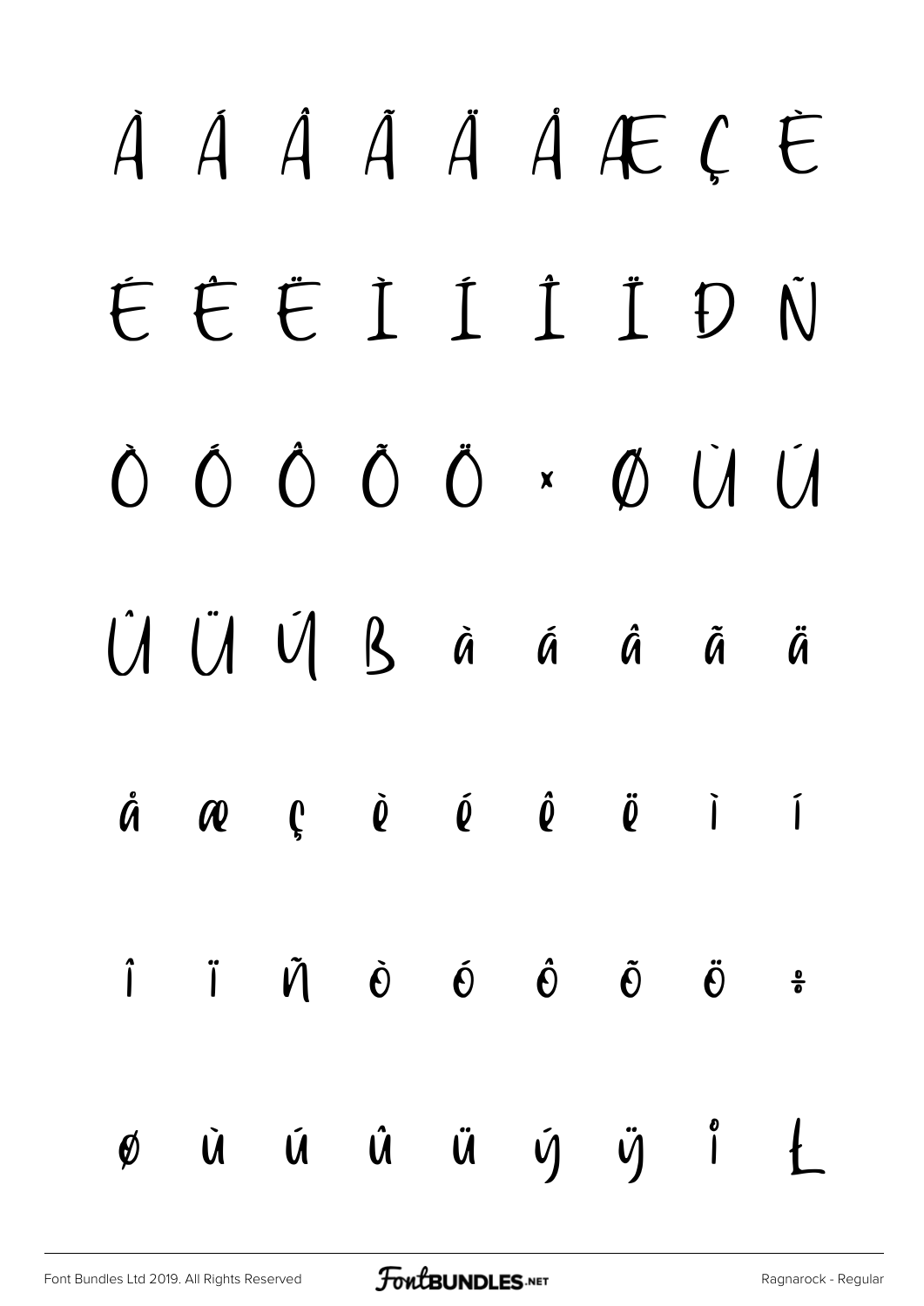À Á Â Ã Ä Å Æ Ç È

É Ê Ë Ì Í Î Ï Ð Ñ

Ò Ó Ô Õ Ö × Ø Ù Ú

Û Ü Ý ß à á â ã ä

å æ ç è é ê ë ì í

î ï ñ ò ó ô õ ö ÷

ø ù ú û ü ý ÿ ı Ł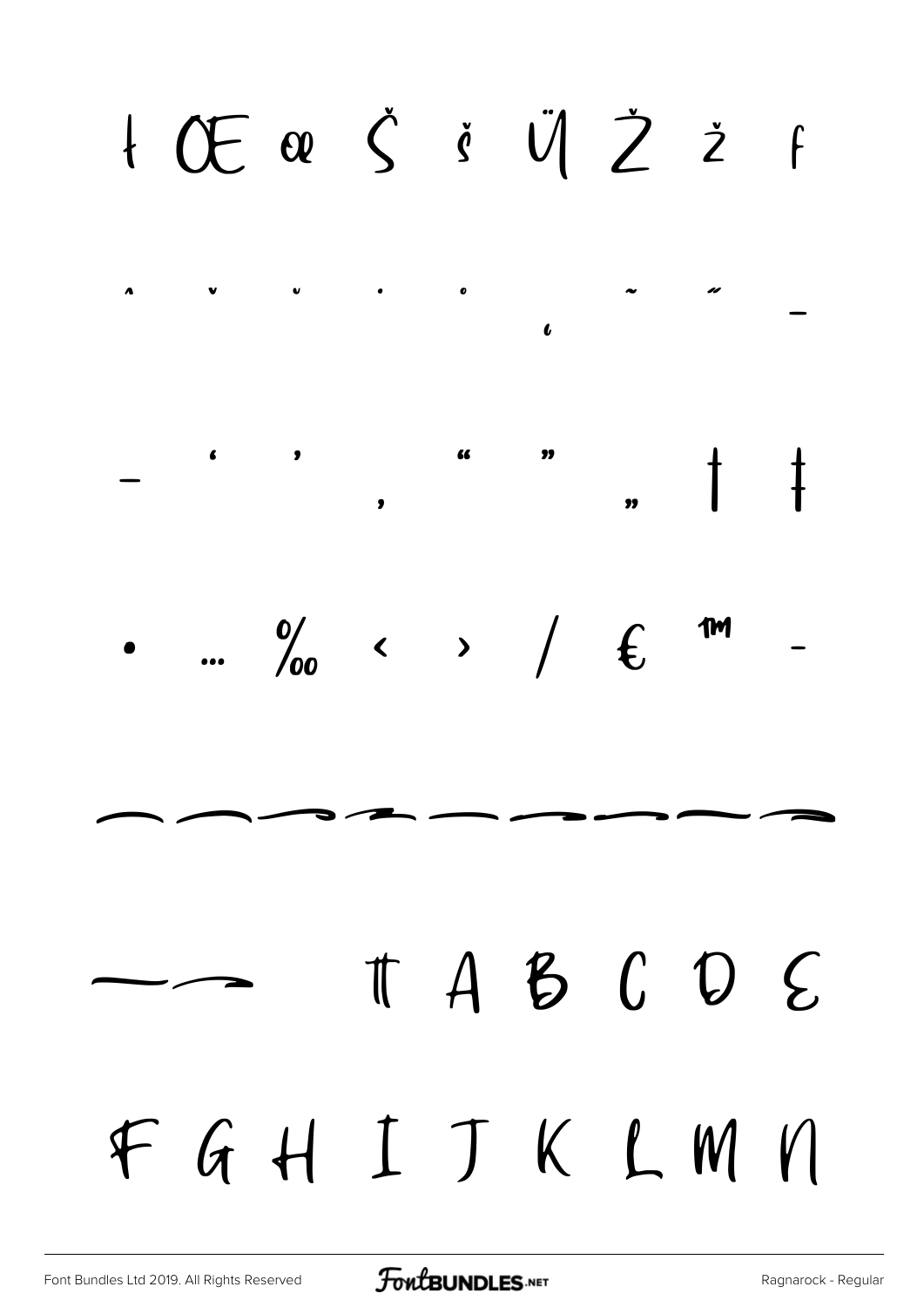ł Œ œ Š š Ÿ Ž ž ƒ

ˆ ˇ ˘ ˙ ˚ ˛ ˜ ˝ –

— ‘ ’ ‚ “ ” „ † ‡

• … ‰ ‹ › ⁄ € ™ -

\# A B C D E

F G H I J K L M N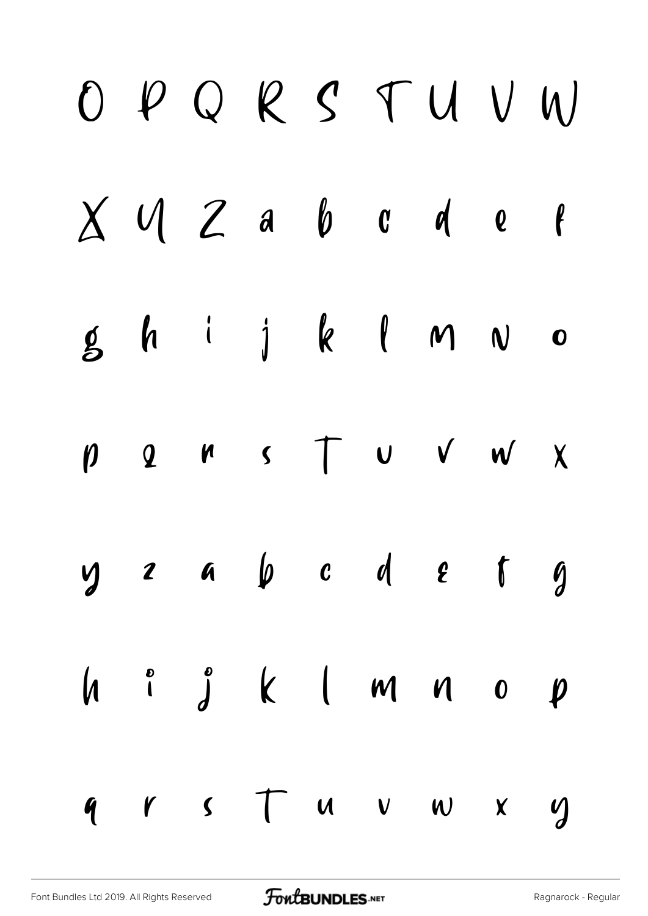O P Q R S T U V W

X Y Z a b c d e f

g h i j k l m n o

p q r s t u v w x

y z a b c d e f g

h i j k l m n o p

q r s t u v w x y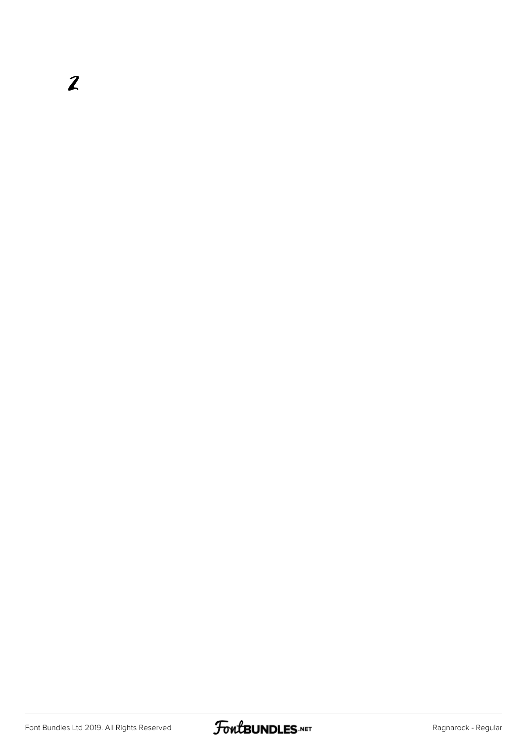z